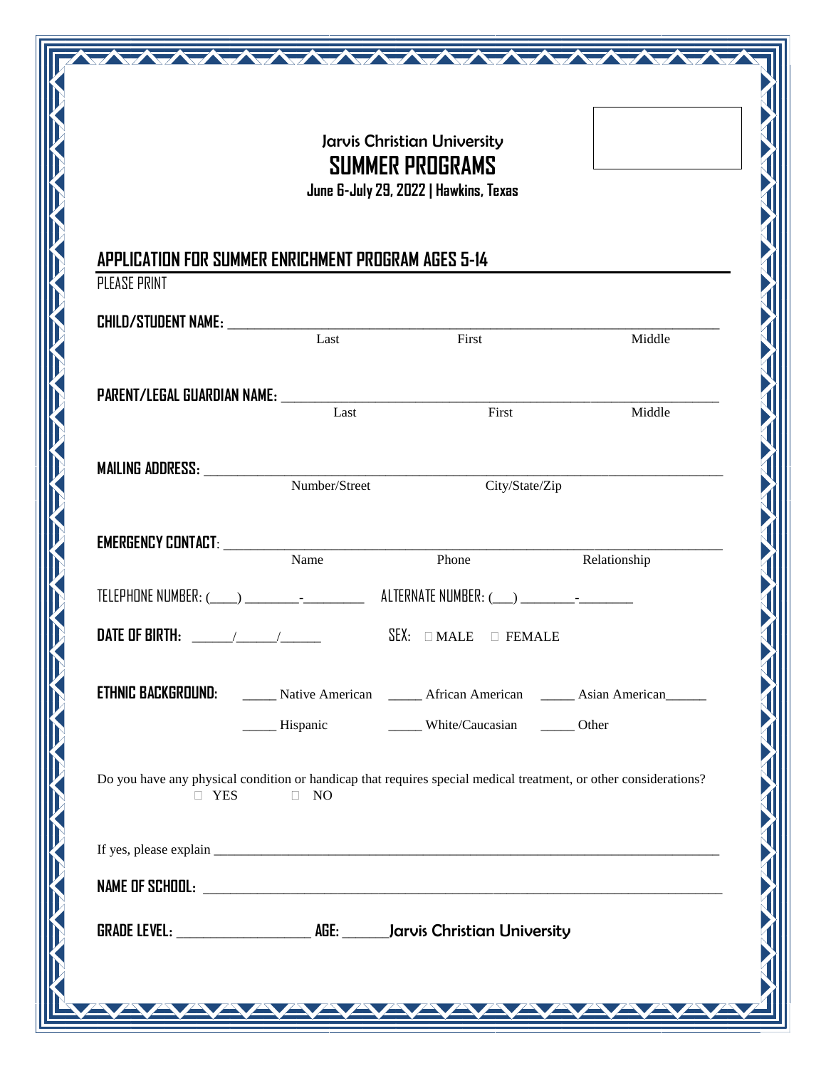Jarvis Christian University

# SUMMER PROGRAMS

**June 6-July 29, 2022 | Hawkins, Texas**

## APPLICATION FOR SUMMER ENRICHMENT PROGRAM AGES 5-14

PLEASE PRINT

**CHILD/STUDENT NAME:** ________________________________________________
Last First Middle

**PARENT/LEGAL GUARDIAN NAME:** ________________________________________________
Last First Middle

**MAILING ADDRESS:** ________________________________________________
Number/Street City/State/Zip

**EMERGENCY CONTACT:** ________________________________________________
Name Phone Relationship

TELEPHONE NUMBER: (____) ________-_________ ALTERNATE NUMBER: (___) ________-________

**DATE OF BIRTH:** ______/______/______ SEX: □ MALE □ FEMALE

**ETHNIC BACKGROUND:** _____ Native American _____ African American _____ Asian American______

_____ Hispanic _____ White/Caucasian _____ Other

Do you have any physical condition or handicap that requires special medical treatment, or other considerations?
□ YES □ NO

If yes, please explain ________________________________________________

**NAME OF SCHOOL:** ________________________________________________

**GRADE LEVEL:** ____________________ **AGE:** ______Jarvis Christian University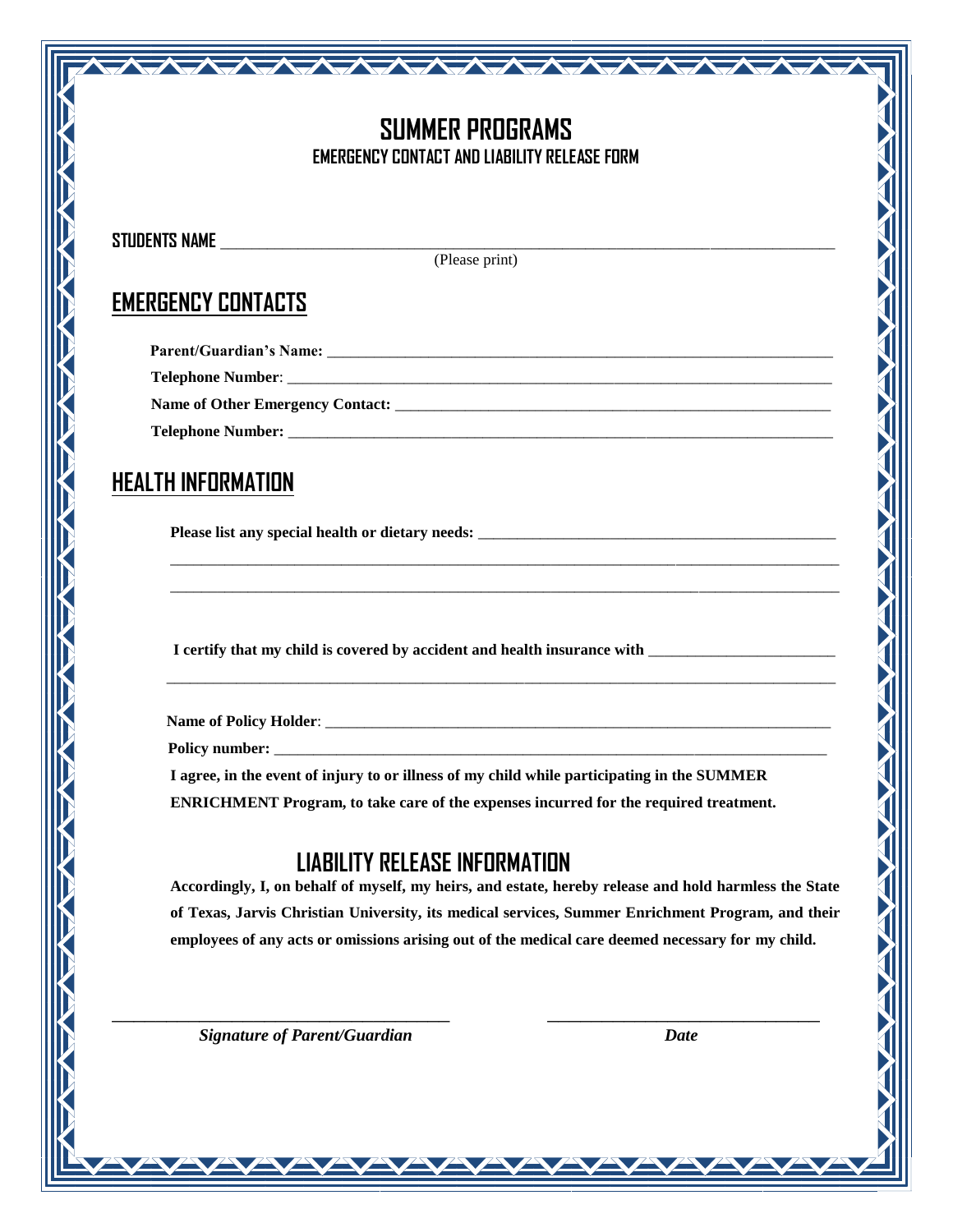# SUMMER PROGRAMS

## EMERGENCY CONTACT AND LIABILITY RELEASE FORM

**STUDENTS NAME** ______________________________________________________________
(Please print)

## EMERGENCY CONTACTS

**Parent/Guardian's Name:** ______________________________________________________

**Telephone Number**: __________________________________________________________

**Name of Other Emergency Contact:** ____________________________________________

**Telephone Number:** __________________________________________________________

## HEALTH INFORMATION

**Please list any special health or dietary needs:** ___________________________________

_____________________________________________________________________________

_____________________________________________________________________________

**I certify that my child is covered by accident and health insurance with** __________________

_____________________________________________________________________________

**Name of Policy Holder**: _______________________________________________________

**Policy number:** _____________________________________________________________

**I agree, in the event of injury to or illness of my child while participating in the SUMMER ENRICHMENT Program, to take care of the expenses incurred for the required treatment.**

## LIABILITY RELEASE INFORMATION

**Accordingly, I, on behalf of myself, my heirs, and estate, hereby release and hold harmless the State of Texas, Jarvis Christian University, its medical services, Summer Enrichment Program, and their employees of any acts or omissions arising out of the medical care deemed necessary for my child.**

______________________________________ ______________________________

***Signature of Parent/Guardian*** ***Date***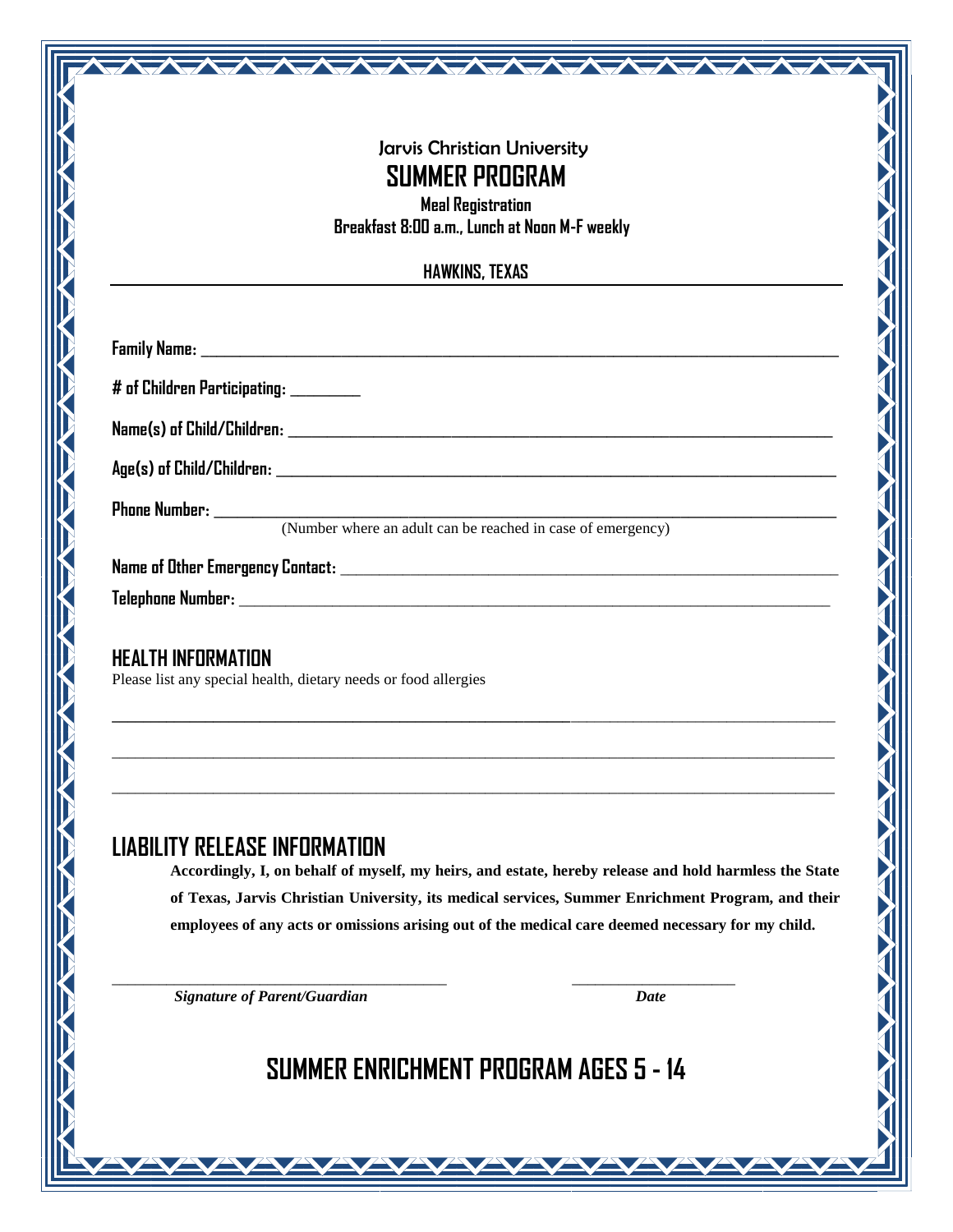Jarvis Christian University

# SUMMER PROGRAM

**Meal Registration**

**Breakfast 8:00 a.m., Lunch at Noon M-F weekly**

**HAWKINS, TEXAS**

---

**Family Name:** ___________________________________________________________________________

**# of Children Participating:** _________

**Name(s) of Child/Children:** ____________________________________________________________

**Age(s) of Child/Children:** _____________________________________________________________

**Phone Number:** _________________________________________________________________________
(Number where an adult can be reached in case of emergency)

**Name of Other Emergency Contact:** ______________________________________________________

**Telephone Number:** _____________________________________________________________________

## HEALTH INFORMATION

Please list any special health, dietary needs or food allergies

_______________________________________________________________________________________

_______________________________________________________________________________________

_______________________________________________________________________________________

## LIABILITY RELEASE INFORMATION

**Accordingly, I, on behalf of myself, my heirs, and estate, hereby release and hold harmless the State of Texas, Jarvis Christian University, its medical services, Summer Enrichment Program, and their employees of any acts or omissions arising out of the medical care deemed necessary for my child.**

_____________________________________ _____________________

***Signature of Parent/Guardian*** ***Date***

# SUMMER ENRICHMENT PROGRAM AGES 5 - 14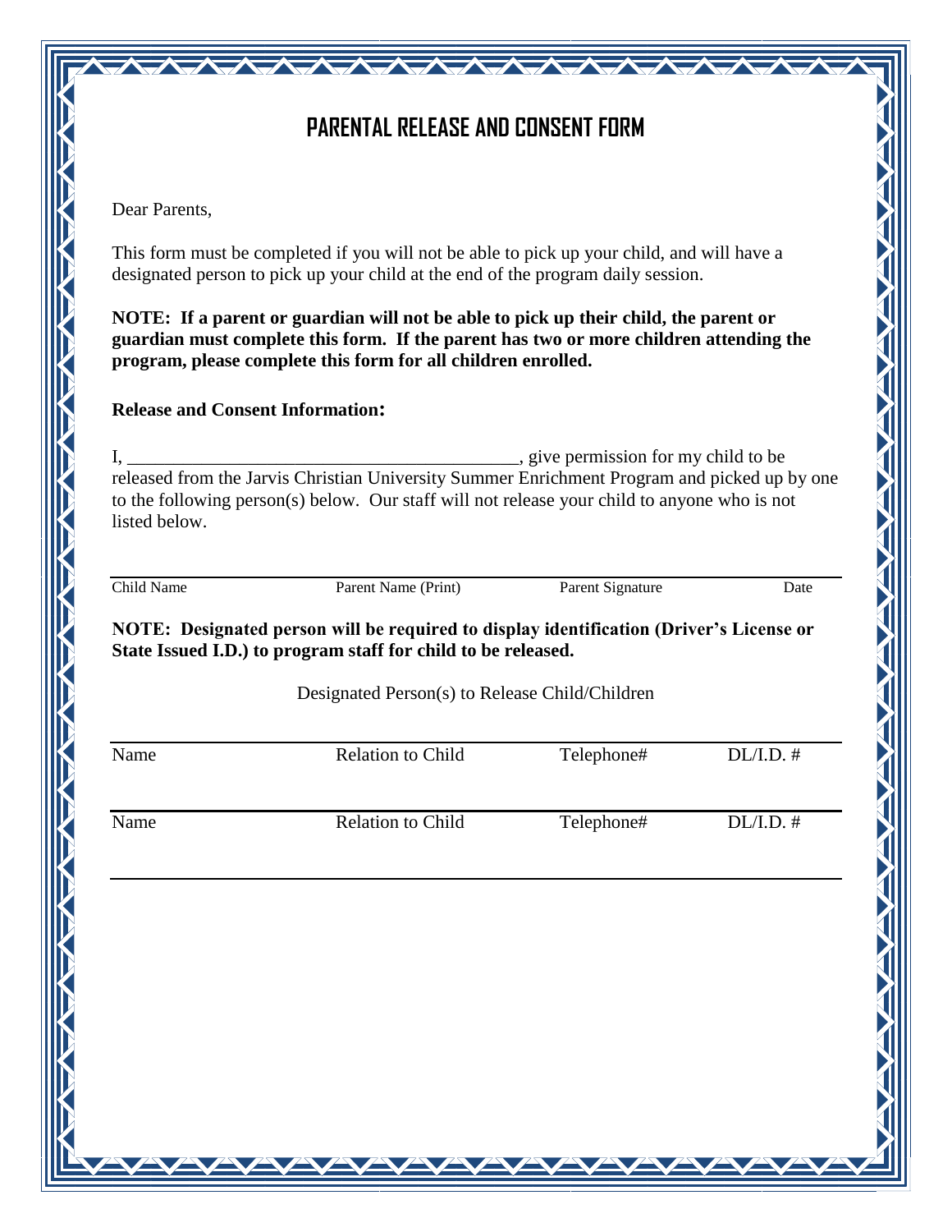# PARENTAL RELEASE AND CONSENT FORM

Dear Parents,

This form must be completed if you will not be able to pick up your child, and will have a designated person to pick up your child at the end of the program daily session.

**NOTE: If a parent or guardian will not be able to pick up their child, the parent or guardian must complete this form. If the parent has two or more children attending the program, please complete this form for all children enrolled.**

**Release and Consent Information:**

I, ___________________________________________, give permission for my child to be released from the Jarvis Christian University Summer Enrichment Program and picked up by one to the following person(s) below. Our staff will not release your child to anyone who is not listed below.

| Child Name | Parent Name (Print) | Parent Signature | Date |
|---|---|---|---|

**NOTE: Designated person will be required to display identification (Driver's License or State Issued I.D.) to program staff for child to be released.**

Designated Person(s) to Release Child/Children

| Name | Relation to Child | Telephone# | DL/I.D. # |
|---|---|---|---|
| Name | Relation to Child | Telephone# | DL/I.D. # |